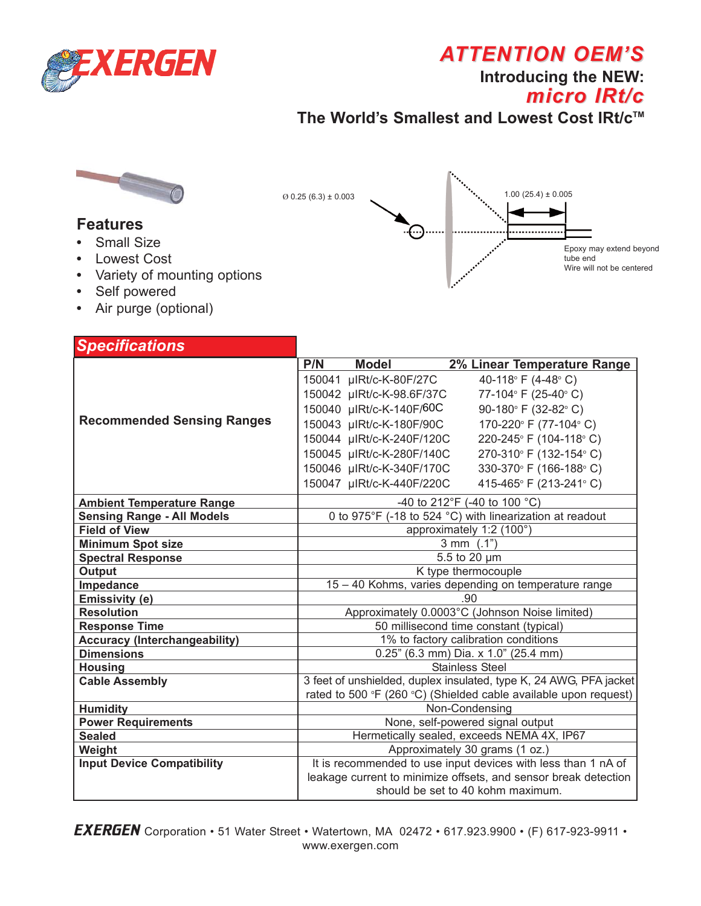# EXERGEN

## ATTENTION OEM'S

**Introducing the NEW:**

***micro IRt/c***

**The World's Smallest and Lowest Cost IRt/c™**

Ø 0.25 (6.3) ± 0.003

1.00 (25.4) ± 0.005

Epoxy may extend beyond tube end
Wire will not be centered

## Features

- Small Size
- Lowest Cost
- Variety of mounting options
- Self powered
- Air purge (optional)

## Specifications

| | |
|---|---|
| **Recommended Sensing Ranges** | **P/N — Model — 2% Linear Temperature Range**<br>150041 µIRt/c-K-80F/27C — 40-118° F (4-48° C)<br>150042 µIRt/c-K-98.6F/37C — 77-104° F (25-40° C)<br>150040 µIRt/c-K-140F/60C — 90-180° F (32-82° C)<br>150043 µIRt/c-K-180F/90C — 170-220° F (77-104° C)<br>150044 µIRt/c-K-240F/120C — 220-245° F (104-118° C)<br>150045 µIRt/c-K-280F/140C — 270-310° F (132-154° C)<br>150046 µIRt/c-K-340F/170C — 330-370° F (166-188° C)<br>150047 µIRt/c-K-440F/220C — 415-465° F (213-241° C) |
| **Ambient Temperature Range** | -40 to 212°F (-40 to 100 °C) |
| **Sensing Range - All Models** | 0 to 975°F (-18 to 524 °C) with linearization at readout |
| **Field of View** | approximately 1:2 (100°) |
| **Minimum Spot size** | 3 mm (.1") |
| **Spectral Response** | 5.5 to 20 µm |
| **Output** | K type thermocouple |
| **Impedance** | 15 – 40 Kohms, varies depending on temperature range |
| **Emissivity (e)** | .90 |
| **Resolution** | Approximately 0.0003°C (Johnson Noise limited) |
| **Response Time** | 50 millisecond time constant (typical) |
| **Accuracy (Interchangeability)** | 1% to factory calibration conditions |
| **Dimensions** | 0.25" (6.3 mm) Dia. x 1.0" (25.4 mm) |
| **Housing** | Stainless Steel |
| **Cable Assembly** | 3 feet of unshielded, duplex insulated, type K, 24 AWG, PFA jacket rated to 500 °F (260 °C) (Shielded cable available upon request) |
| **Humidity** | Non-Condensing |
| **Power Requirements** | None, self-powered signal output |
| **Sealed** | Hermetically sealed, exceeds NEMA 4X, IP67 |
| **Weight** | Approximately 30 grams (1 oz.) |
| **Input Device Compatibility** | It is recommended to use input devices with less than 1 nA of leakage current to minimize offsets, and sensor break detection should be set to 40 kohm maximum. |

**EXERGEN** Corporation • 51 Water Street • Watertown, MA 02472 • 617.923.9900 • (F) 617-923-9911 • www.exergen.com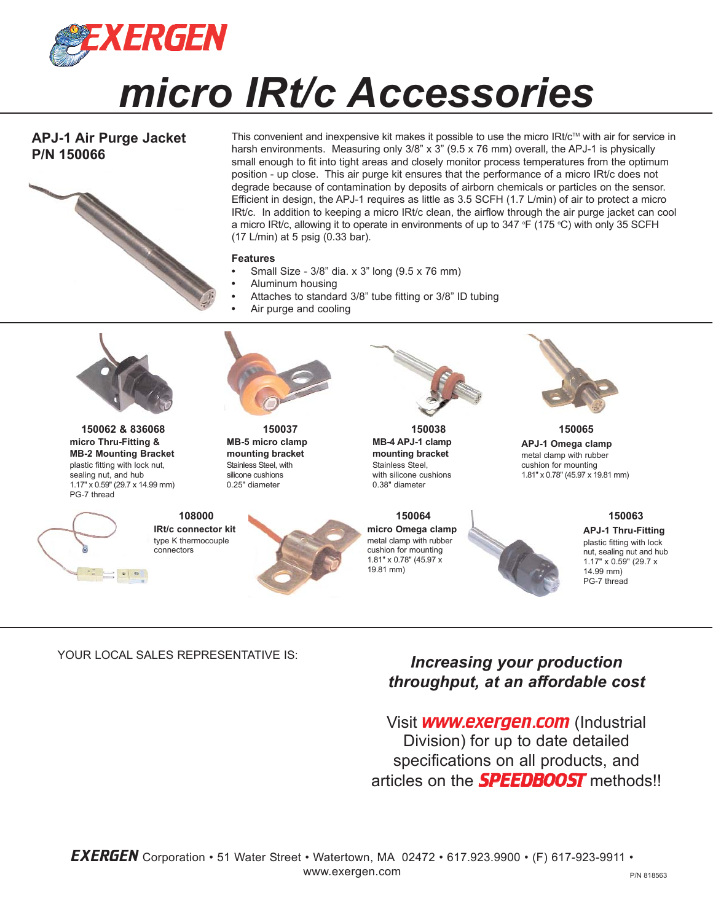# micro IRt/c Accessories

## APJ-1 Air Purge Jacket
## P/N 150066

This convenient and inexpensive kit makes it possible to use the micro IRt/c™ with air for service in harsh environments. Measuring only 3/8" x 3" (9.5 x 76 mm) overall, the APJ-1 is physically small enough to fit into tight areas and closely monitor process temperatures from the optimum position - up close. This air purge kit ensures that the performance of a micro IRt/c does not degrade because of contamination by deposits of airborn chemicals or particles on the sensor. Efficient in design, the APJ-1 requires as little as 3.5 SCFH (1.7 L/min) of air to protect a micro IRt/c. In addition to keeping a micro IRt/c clean, the airflow through the air purge jacket can cool a micro IRt/c, allowing it to operate in environments of up to 347 °F (175 °C) with only 35 SCFH (17 L/min) at 5 psig (0.33 bar).

**Features**

- Small Size - 3/8" dia. x 3" long (9.5 x 76 mm)
- Aluminum housing
- Attaches to standard 3/8" tube fitting or 3/8" ID tubing
- Air purge and cooling

**150062 & 836068**
**micro Thru-Fitting & MB-2 Mounting Bracket**
plastic fitting with lock nut, sealing nut, and hub
1.17" x 0.59" (29.7 x 14.99 mm)
PG-7 thread

**150037**
**MB-5 micro clamp mounting bracket**
Stainless Steel, with silicone cushions
0.25" diameter

**150038**
**MB-4 APJ-1 clamp mounting bracket**
Stainless Steel, with silicone cushions
0.38" diameter

**150065**
**APJ-1 Omega clamp**
metal clamp with rubber cushion for mounting
1.81" x 0.78" (45.97 x 19.81 mm)

**108000**
**IRt/c connector kit**
type K thermocouple connectors

**150064**
**micro Omega clamp**
metal clamp with rubber cushion for mounting
1.81" x 0.78" (45.97 x 19.81 mm)

**150063**
**APJ-1 Thru-Fitting**
plastic fitting with lock nut, sealing nut and hub
1.17" x 0.59" (29.7 x 14.99 mm)
PG-7 thread

YOUR LOCAL SALES REPRESENTATIVE IS:

***Increasing your production throughput, at an affordable cost***

Visit **www.exergen.com** (Industrial Division) for up to date detailed specifications on all products, and articles on the **SPEEDBOOST** methods!!

**EXERGEN** Corporation • 51 Water Street • Watertown, MA 02472 • 617.923.9900 • (F) 617-923-9911 • www.exergen.com

P/N 818563